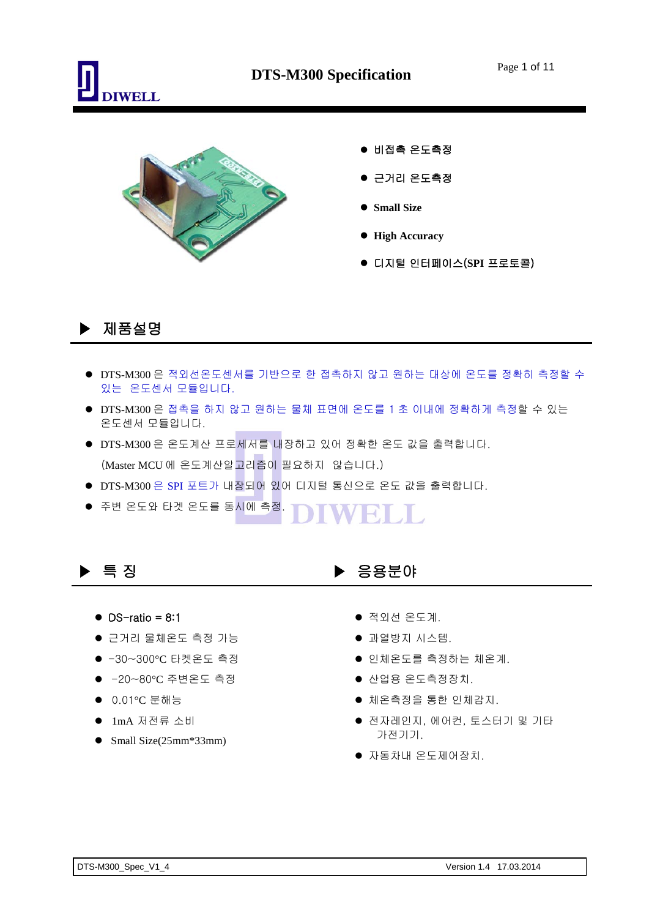# DTS-M300 Specification

- 비접촉 온도측정
- 근거리 온도측정
- **Small Size**
- **High Accuracy**
- 디지털 인터페이스(SPI 프로토콜)

## ▶ 제품설명

- DTS-M300 은 적외선온도센서를 기반으로 한 접촉하지 않고 원하는 대상에 온도를 정확히 측정할 수 있는 온도센서 모듈입니다.
- DTS-M300 은 접촉을 하지 않고 원하는 물체 표면에 온도를 1 초 이내에 정확하게 측정할 수 있는 온도센서 모듈입니다.
- DTS-M300 은 온도계산 프로세서를 내장하고 있어 정확한 온도 값을 출력합니다.
  (Master MCU 에 온도계산알고리즘이 필요하지 않습니다.)
- DTS-M300 은 SPI 포트가 내장되어 있어 디지털 통신으로 온도 값을 출력합니다.
- 주변 온도와 타겟 온도를 동시에 측정.

## ▶ 특 징

- DS-ratio = 8:1
- 근거리 물체온도 측정 가능
- -30~300°C 타켓온도 측정
- -20~80°C 주변온도 측정
- 0.01°C 분해능
- 1mA 저전류 소비
- Small Size(25mm*33mm)

## ▶ 응용분야

- 적외선 온도계.
- 과열방지 시스템.
- 인체온도를 측정하는 체온계.
- 산업용 온도측정장치.
- 체온측정을 통한 인체감지.
- 전자레인지, 에어컨, 토스터기 및 기타 가전기기.
- 자동차내 온도제어장치.

DTS-M300_Spec_V1_4 Version 1.4 17.03.2014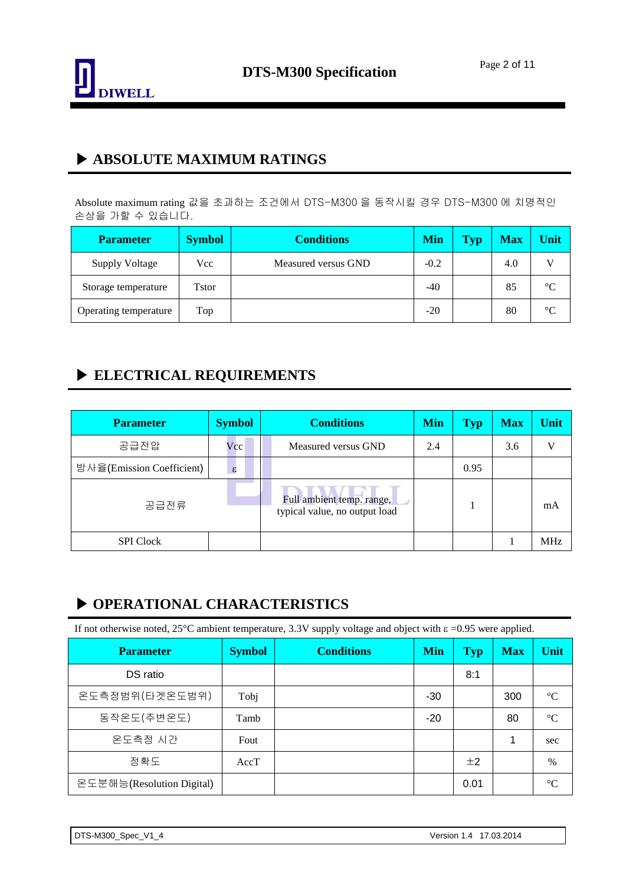## ▶ ABSOLUTE MAXIMUM RATINGS

Absolute maximum rating 값을 초과하는 조건에서 DTS-M300 을 동작시킬 경우 DTS-M300 에 치명적인 손상을 가할 수 있습니다.

| Parameter | Symbol | Conditions | Min | Typ | Max | Unit |
|---|---|---|---|---|---|---|
| Supply Voltage | Vcc | Measured versus GND | -0.2 | | 4.0 | V |
| Storage temperature | Tstor | | -40 | | 85 | ℃ |
| Operating temperature | Top | | -20 | | 80 | ℃ |

## ▶ ELECTRICAL REQUIREMENTS

| Parameter | Symbol | Conditions | Min | Typ | Max | Unit |
|---|---|---|---|---|---|---|
| 공급전압 | Vcc | Measured versus GND | 2.4 | | 3.6 | V |
| 방사율(Emission Coefficient) | ε | | | 0.95 | | |
| 공급전류 | | Full ambient temp. range, typical value, no output load | | 1 | | mA |
| SPI Clock | | | | | 1 | MHz |

## ▶ OPERATIONAL CHARACTERISTICS

If not otherwise noted, 25°C ambient temperature, 3.3V supply voltage and object with ε =0.95 were applied.

| Parameter | Symbol | Conditions | Min | Typ | Max | Unit |
|---|---|---|---|---|---|---|
| DS ratio | | | | 8:1 | | |
| 온도측정범위(타겟온도범위) | Tobj | | -30 | | 300 | ℃ |
| 동작온도(주변온도) | Tamb | | -20 | | 80 | ℃ |
| 온도측정 시간 | Fout | | | | 1 | sec |
| 정확도 | AccT | | | ±2 | | % |
| 온도분해능(Resolution Digital) | | | | 0.01 | | ℃ |

DTS-M300_Spec_V1_4 Version 1.4 17.03.2014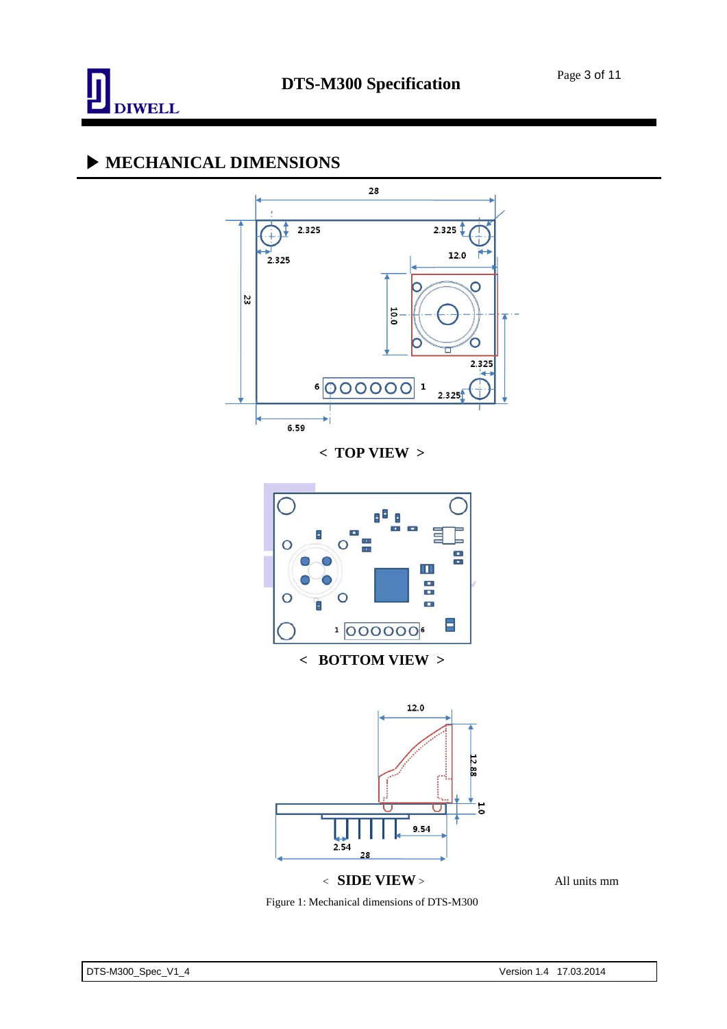## ▶ MECHANICAL DIMENSIONS

< TOP VIEW >

< BOTTOM VIEW >

< SIDE VIEW >

All units mm

Figure 1: Mechanical dimensions of DTS-M300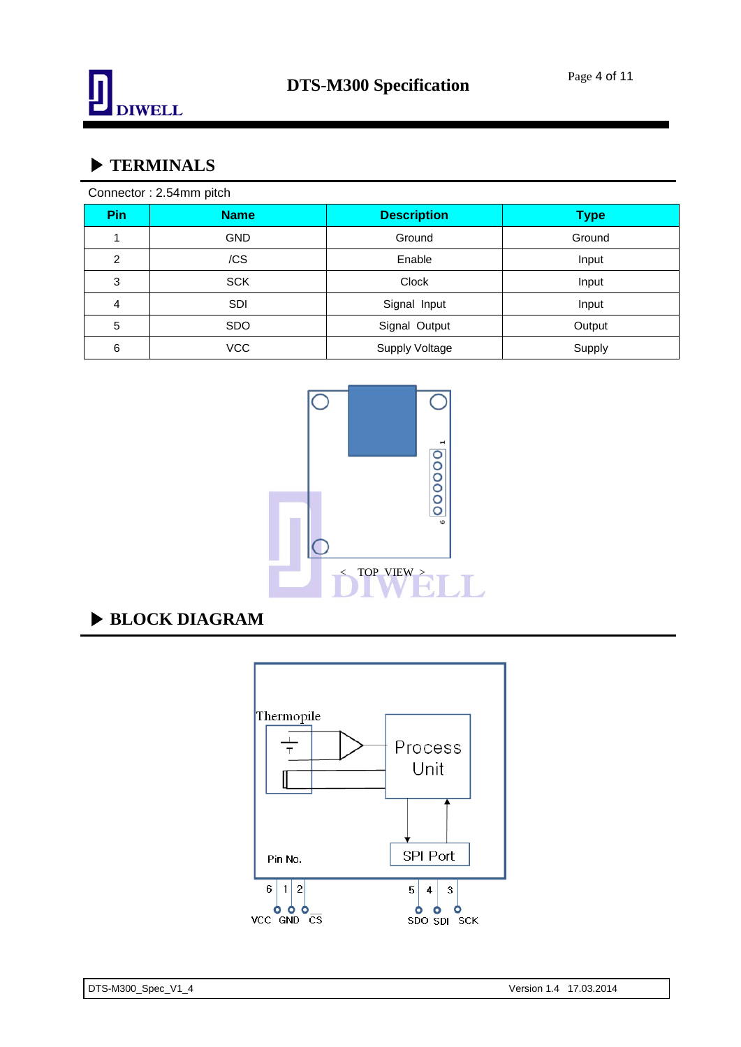## ▶ TERMINALS

Connector : 2.54mm pitch

| Pin | Name | Description | Type |
|---|---|---|---|
| 1 | GND | Ground | Ground |
| 2 | /CS | Enable | Input |
| 3 | SCK | Clock | Input |
| 4 | SDI | Signal Input | Input |
| 5 | SDO | Signal Output | Output |
| 6 | VCC | Supply Voltage | Supply |

< TOP VIEW >

## ▶ BLOCK DIAGRAM

Thermopile

Process Unit

SPI Port

Pin No.

6 1 2 5 4 3

VCC GND CS SDO SDI SCK

DTS-M300_Spec_V1_4 Version 1.4 17.03.2014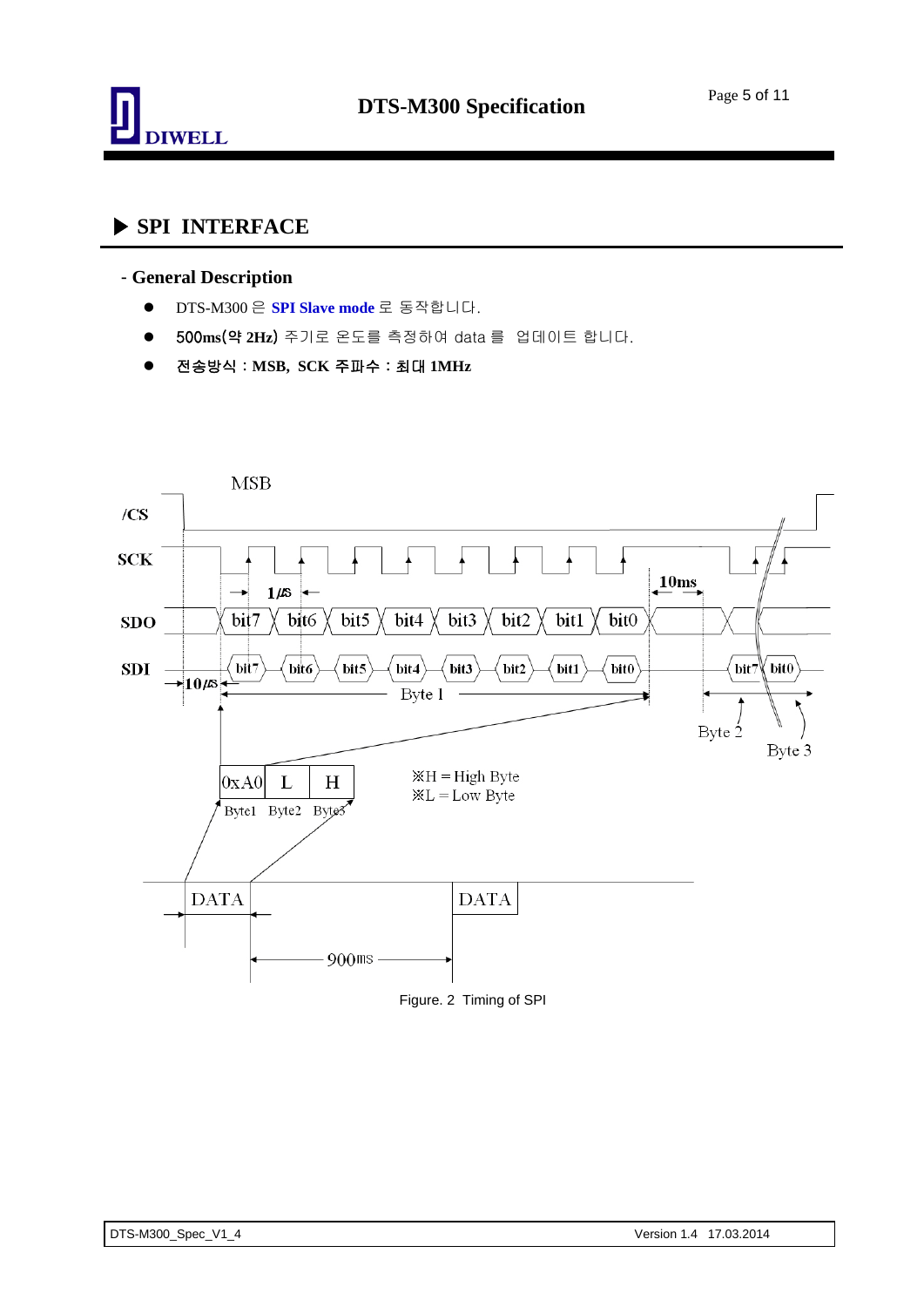## ▶ SPI INTERFACE

### - General Description

- DTS-M300 은 **SPI Slave mode** 로 동작합니다.
- 500ms(약 2Hz) 주기로 온도를 측정하여 data 를 업데이트 합니다.
- **전송방식 : MSB, SCK 주파수 : 최대 1MHz**

Figure. 2 Timing of SPI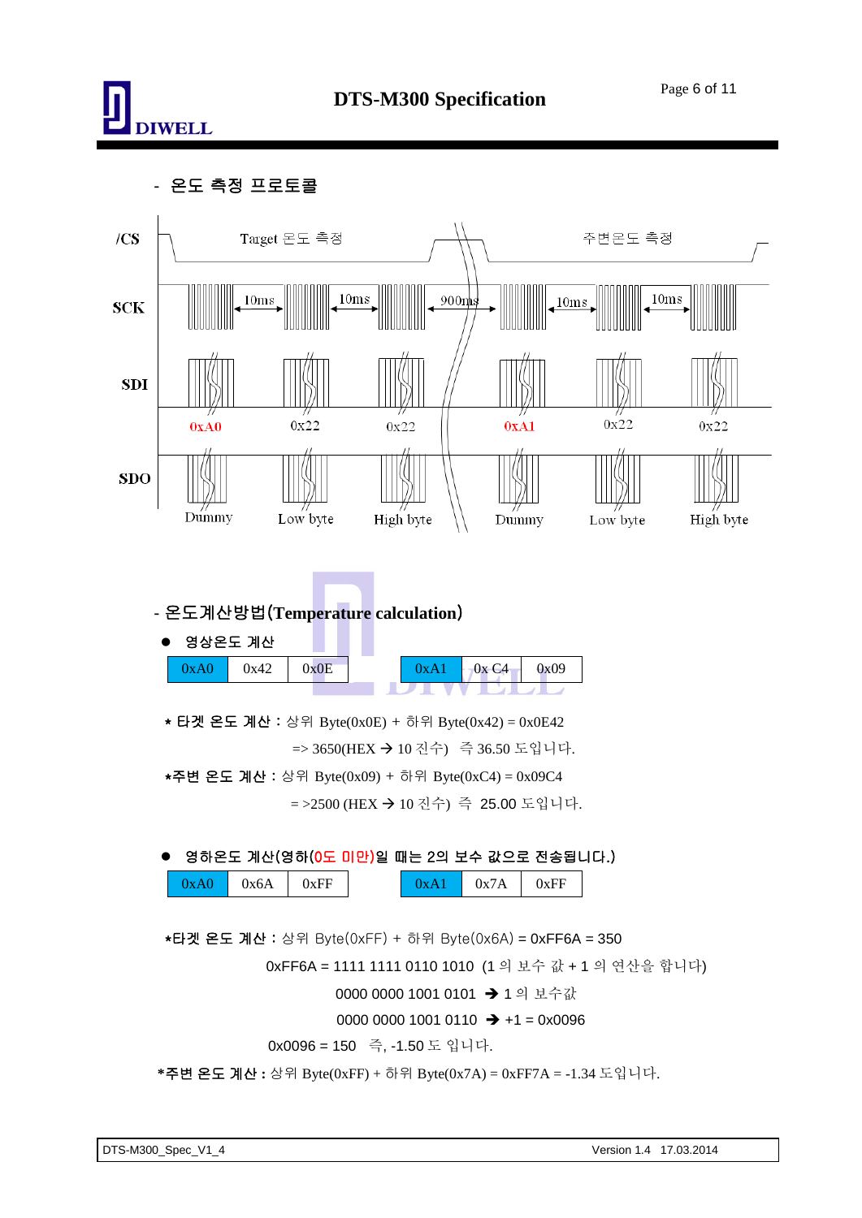- 온도 측정 프로토콜

| | | | | | | |
|---|---|---|---|---|---|---|
| /CS | Target 온도 측정 | | | 주변온도 측정 | | |
| SCK | 10ms | 10ms | 900ms | 10ms | 10ms | |
| SDI | 0xA0 | 0x22 | 0x22 | 0xA1 | 0x22 | 0x22 |
| SDO | Dummy | Low byte | High byte | Dummy | Low byte | High byte |

- 온도계산방법(Temperature calculation)

● 영상온도 계산

| 0xA0 | 0x42 | 0x0E |
|---|---|---|

| 0xA1 | 0x C4 | 0x09 |
|---|---|---|

* 타겟 온도 계산 : 상위 Byte(0x0E) + 하위 Byte(0x42) = 0x0E42

=> 3650(HEX → 10 진수) 즉 36.50 도입니다.

*주변 온도 계산 : 상위 Byte(0x09) + 하위 Byte(0xC4) = 0x09C4

= >2500 (HEX → 10 진수) 즉 25.00 도입니다.

● 영하온도 계산(영하(0도 미만)일 때는 2의 보수 값으로 전송됩니다.)

| 0xA0 | 0x6A | 0xFF |
|---|---|---|

| 0xA1 | 0x7A | 0xFF |
|---|---|---|

*타겟 온도 계산 : 상위 Byte(0xFF) + 하위 Byte(0x6A) = 0xFF6A = 350

0xFF6A = 1111 1111 0110 1010 (1 의 보수 값 + 1 의 연산을 합니다)

0000 0000 1001 0101 → 1 의 보수값

0000 0000 1001 0110 → +1 = 0x0096

0x0096 = 150 즉, -1.50 도 입니다.

*주변 온도 계산 : 상위 Byte(0xFF) + 하위 Byte(0x7A) = 0xFF7A = -1.34 도입니다.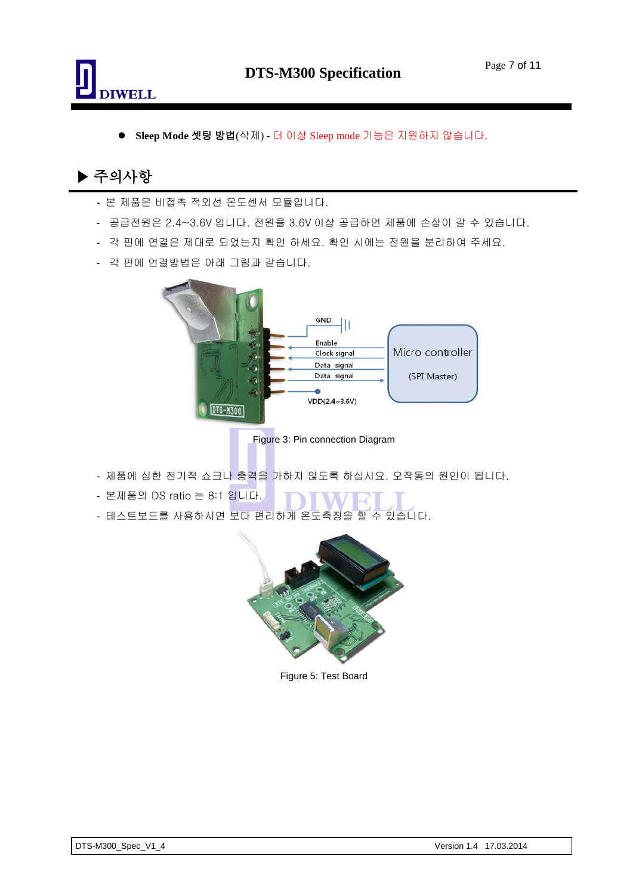- **Sleep Mode 셋팅 방법**(삭제) - 더 이상 Sleep mode 기능은 지원하지 않습니다.

## ▶ 주의사항

- 본 제품은 비접촉 적외선 온도센서 모듈입니다.
- 공급전원은 2.4~3.6V 입니다. 전원을 3.6V 이상 공급하면 제품에 손상이 갈 수 있습니다.
- 각 핀에 연결은 제대로 되었는지 확인 하세요. 확인 시에는 전원을 분리하여 주세요.
- 각 핀에 연결방법은 아래 그림과 같습니다.

Figure 3: Pin connection Diagram

- 제품에 심한 전기적 쇼크나 충격을 가하지 않도록 하십시요. 오작동의 원인이 됩니다.
- 본제품의 DS ratio 는 8:1 입니다.
- 테스트보드를 사용하시면 보다 편리하게 온도측정을 할 수 있습니다.

Figure 5: Test Board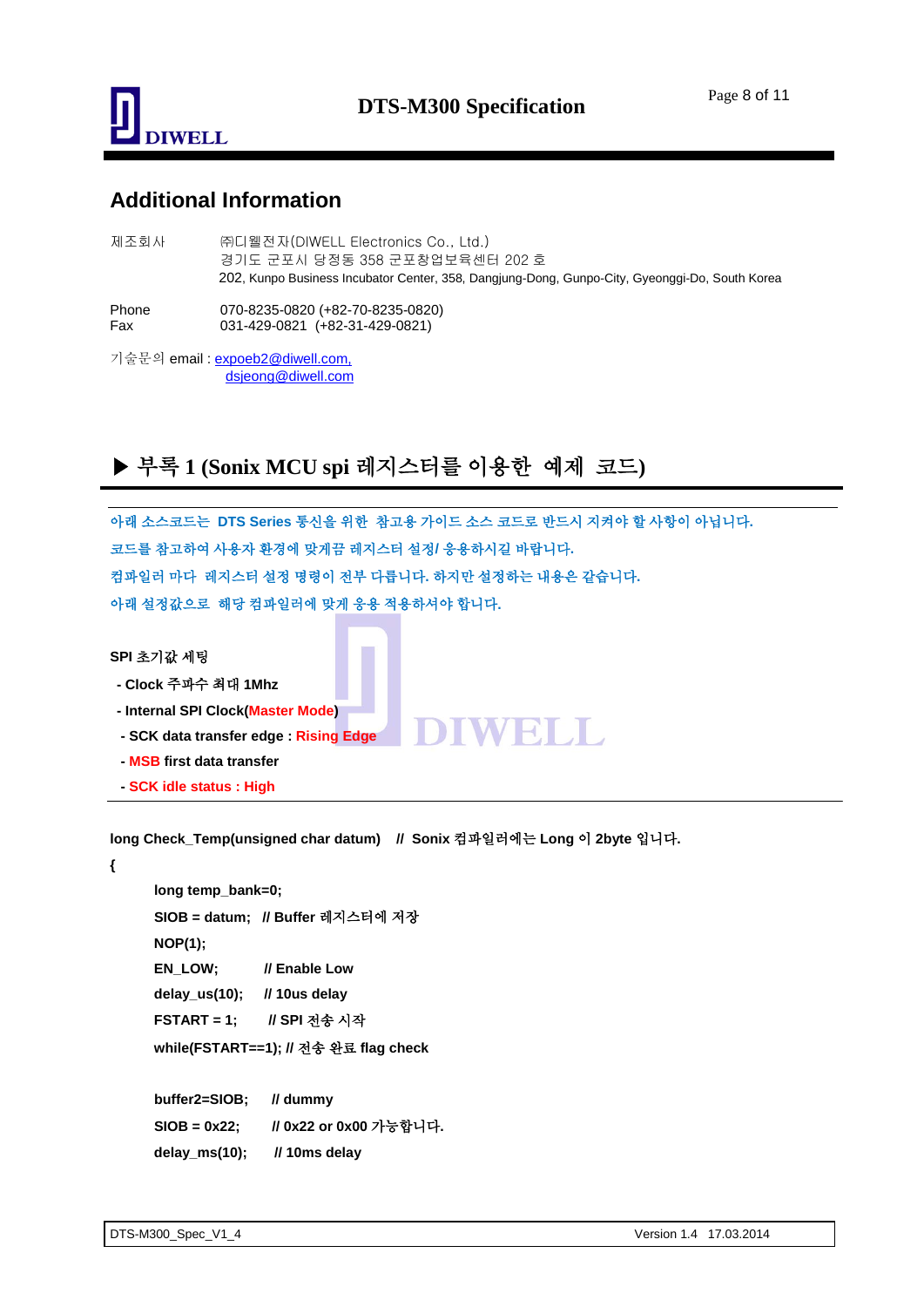## Additional Information

제조회사 ㈜디웰전자(DIWELL Electronics Co., Ltd.)
경기도 군포시 당정동 358 군포창업보육센터 202 호
202, Kunpo Business Incubator Center, 358, Dangjung-Dong, Gunpo-City, Gyeonggi-Do, South Korea

Phone 070-8235-0820 (+82-70-8235-0820)
Fax 031-429-0821 (+82-31-429-0821)

기술문의 email : expoeb2@diwell.com,
dsjeong@diwell.com

## ▶ 부록 1 (Sonix MCU spi 레지스터를 이용한 예제 코드)

아래 소스코드는 DTS Series 통신을 위한 참고용 가이드 소스 코드로 반드시 지켜야 할 사항이 아닙니다.
코드를 참고하여 사용자 환경에 맞게끔 레지스터 설정/ 응용하시길 바랍니다.
컴파일러 마다 레지스터 설정 명령이 전부 다릅니다. 하지만 설정하는 내용은 같습니다.
아래 설정값으로 해당 컴파일러에 맞게 응용 적용하셔야 합니다.

**SPI 초기값 세팅**

- **Clock 주파수 최대 1Mhz**
- **Internal SPI Clock(Master Mode)**
- **SCK data transfer edge : Rising Edge**
- **MSB first data transfer**
- **SCK idle status : High**

```
long Check_Temp(unsigned char datum)    // Sonix 컴파일러에는 Long 이 2byte 입니다.
{
    long temp_bank=0;
    SIOB = datum;   // Buffer 레지스터에 저장
    NOP(1);
    EN_LOW;         // Enable Low
    delay_us(10);   // 10us delay
    FSTART = 1;     // SPI 전송 시작
    while(FSTART==1); // 전송 완료 flag check

    buffer2=SIOB;   // dummy
    SIOB = 0x22;    // 0x22 or 0x00 가능합니다.
    delay_ms(10);   // 10ms delay
```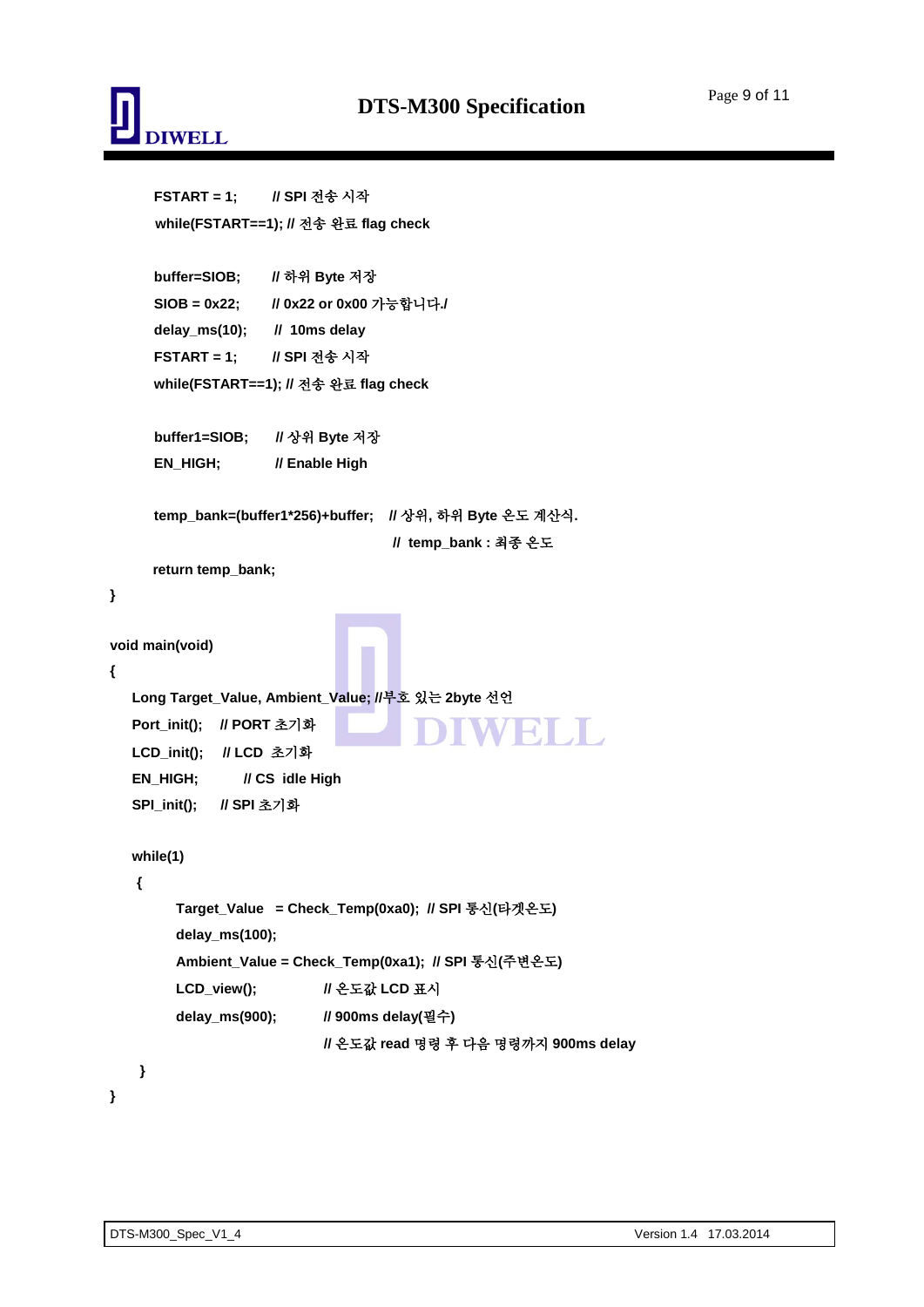```
        FSTART = 1;        // SPI 전송 시작
        while(FSTART==1); // 전송 완료 flag check

        buffer=SIOB;       // 하위 Byte 저장
        SIOB = 0x22;       // 0x22 or 0x00 가능합니다./
        delay_ms(10);      //  10ms delay
        FSTART = 1;        // SPI 전송 시작
        while(FSTART==1); // 전송 완료 flag check

        buffer1=SIOB;      // 상위 Byte 저장
        EN_HIGH;           // Enable High

        temp_bank=(buffer1*256)+buffer;   // 상위, 하위 Byte 온도 계산식.
                                          //  temp_bank : 최종 온도

        return temp_bank;
}

void main(void)
{
    Long Target_Value, Ambient_Value; //부호 있는 2byte 선언
    Port_init();    // PORT 초기화
    LCD_init();     // LCD  초기화
    EN_HIGH;        // CS  idle High
    SPI_init();     // SPI 초기화

    while(1)
     {
          Target_Value  = Check_Temp(0xa0);  // SPI 통신(타겟온도)
          delay_ms(100);
          Ambient_Value = Check_Temp(0xa1);  // SPI 통신(주변온도)
          LCD_view();          // 온도값 LCD 표시
          delay_ms(900);       // 900ms delay(필수)
                               // 온도값 read 명령 후 다음 명령까지 900ms delay
     }
}
```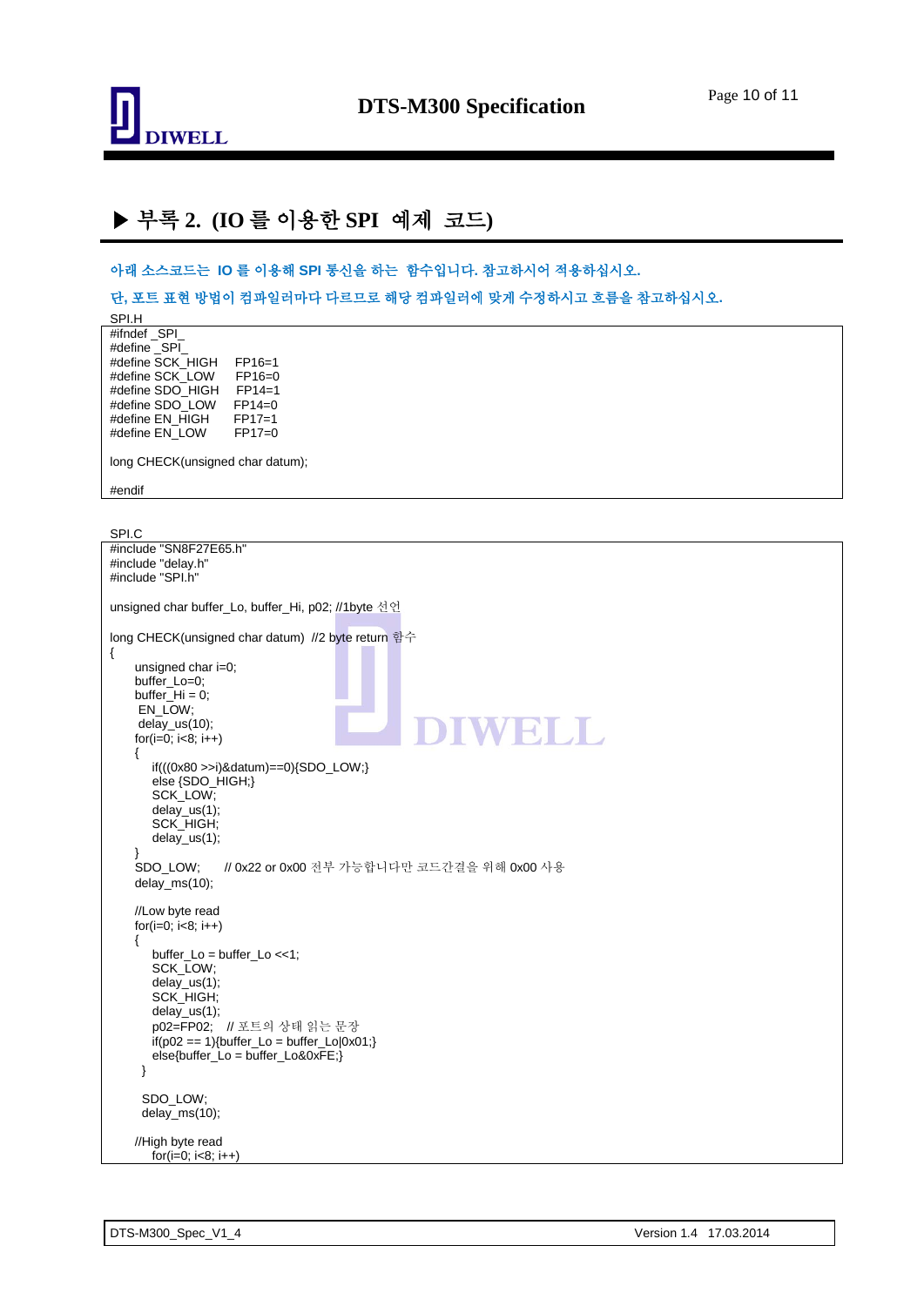## ▶ 부록 2. (IO 를 이용한 SPI 예제 코드)

아래 소스코드는 IO 를 이용해 SPI 통신을 하는 함수입니다. 참고하시어 적용하십시오.

단, 포트 표현 방법이 컴파일러마다 다르므로 해당 컴파일러에 맞게 수정하시고 흐름을 참고하십시오.

SPI.H

```
#ifndef _SPI_
#define _SPI_
#define SCK_HIGH    FP16=1
#define SCK_LOW     FP16=0
#define SDO_HIGH    FP14=1
#define SDO_LOW     FP14=0
#define EN_HIGH     FP17=1
#define EN_LOW      FP17=0

long CHECK(unsigned char datum);

#endif
```

SPI.C

```
#include "SN8F27E65.h"
#include "delay.h"
#include "SPI.h"

unsigned char buffer_Lo, buffer_Hi, p02; //1byte 선언

long CHECK(unsigned char datum)  //2 byte return 함수
{
    unsigned char i=0;
    buffer_Lo=0;
    buffer_Hi = 0;
     EN_LOW;
     delay_us(10);
    for(i=0; i<8; i++)
    {
        if(((0x80 >>i)&datum)==0){SDO_LOW;}
        else {SDO_HIGH;}
        SCK_LOW;
        delay_us(1);
        SCK_HIGH;
        delay_us(1);
    }
    SDO_LOW;      // 0x22 or 0x00 전부 가능합니다만 코드간결을 위해 0x00 사용
    delay_ms(10);

    //Low byte read
    for(i=0; i<8; i++)
    {
        buffer_Lo = buffer_Lo <<1;
        SCK_LOW;
        delay_us(1);
        SCK_HIGH;
        delay_us(1);
        p02=FP02;   // 포트의 상태 읽는 문장
        if(p02 == 1){buffer_Lo = buffer_Lo|0x01;}
        else{buffer_Lo = buffer_Lo&0xFE;}
     }

     SDO_LOW;
     delay_ms(10);

    //High byte read
        for(i=0; i<8; i++)
```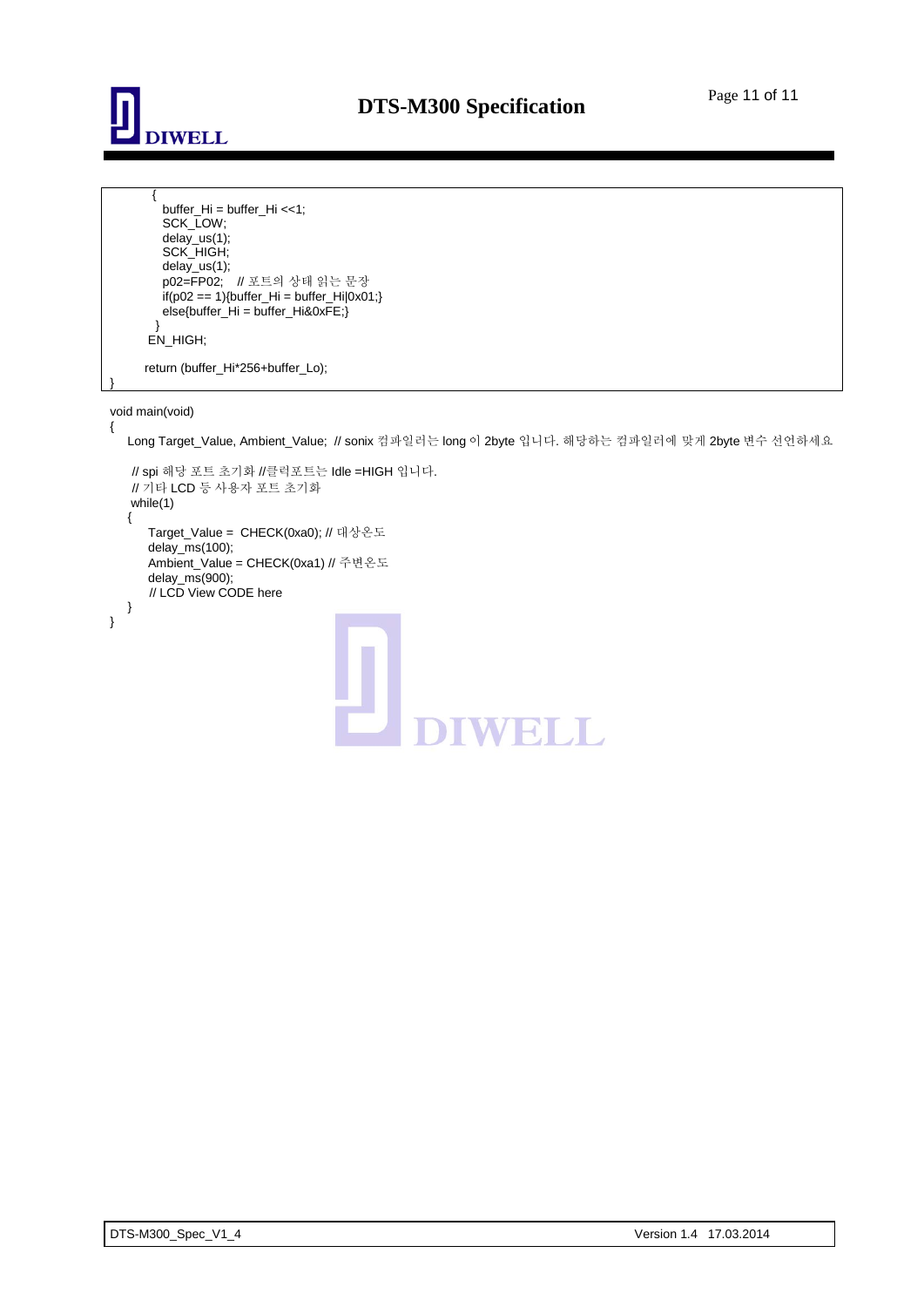```
        {
          buffer_Hi = buffer_Hi <<1;
          SCK_LOW;
          delay_us(1);
          SCK_HIGH;
          delay_us(1);
          p02=FP02;    // 포트의 상태 읽는 문장
          if(p02 == 1){buffer_Hi = buffer_Hi|0x01;}
          else{buffer_Hi = buffer_Hi&0xFE;}
        }
      EN_HIGH;

      return (buffer_Hi*256+buffer_Lo);
}
```

```
void main(void)
{
   Long Target_Value, Ambient_Value;  // sonix 컴파일러는 long 이 2byte 입니다. 해당하는 컴파일러에 맞게 2byte 변수 선언하세요

    // spi 해당 포트 초기화 //클럭포트는 Idle =HIGH 입니다.
    // 기타 LCD 등 사용자 포트 초기화
    while(1)
   {
       Target_Value =  CHECK(0xa0); // 대상온도
       delay_ms(100);
       Ambient_Value = CHECK(0xa1) // 주변온도
       delay_ms(900);
       // LCD View CODE here
   }
}
```